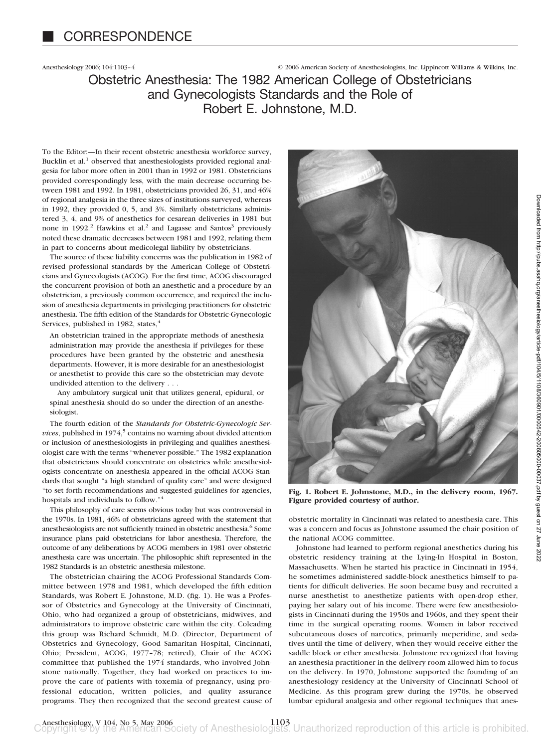# CORRESPONDENCE

## Obstetric Anesthesia: The 1982 American College of Obstetricians and Gynecologists Standards and the Role of Robert E. Johnstone, M.D.

To the Editor:—In their recent obstetric anesthesia workforce survey, Bucklin et al.[1] observed that anesthesiologists provided regional analgesia for labor more often in 2001 than in 1992 or 1981. Obstetricians provided correspondingly less, with the main decrease occurring between 1981 and 1992. In 1981, obstetricians provided 26, 31, and 46% of regional analgesia in the three sizes of institutions surveyed, whereas in 1992, they provided 0, 5, and 3%. Similarly obstetricians administered 3, 4, and 9% of anesthetics for cesarean deliveries in 1981 but none in 1992.[2] Hawkins et al.[2] and Lagasse and Santos[3] previously noted these dramatic decreases between 1981 and 1992, relating them in part to concerns about medicolegal liability by obstetricians.

The source of these liability concerns was the publication in 1982 of revised professional standards by the American College of Obstetricians and Gynecologists (ACOG). For the first time, ACOG discouraged the concurrent provision of both an anesthetic and a procedure by an obstetrician, a previously common occurrence, and required the inclusion of anesthesia departments in privileging practitioners for obstetric anesthesia. The fifth edition of the Standards for Obstetric-Gynecologic Services, published in 1982, states,[4]

> An obstetrician trained in the appropriate methods of anesthesia administration may provide the anesthesia if privileges for these procedures have been granted by the obstetric and anesthesia departments. However, it is more desirable for an anesthesiologist or anesthetist to provide this care so the obstetrician may devote undivided attention to the delivery . . .
>
> Any ambulatory surgical unit that utilizes general, epidural, or spinal anesthesia should do so under the direction of an anesthesiologist.

The fourth edition of the *Standards for Obstetric-Gynecologic Services*, published in 1974,[5] contains no warning about divided attention or inclusion of anesthesiologists in privileging and qualifies anesthesiologist care with the terms "whenever possible." The 1982 explanation that obstetricians should concentrate on obstetrics while anesthesiologists concentrate on anesthesia appeared in the official ACOG Standards that sought "a high standard of quality care" and were designed "to set forth recommendations and suggested guidelines for agencies, hospitals and individuals to follow."[4]

This philosophy of care seems obvious today but was controversial in the 1970s. In 1981, 46% of obstetricians agreed with the statement that anesthesiologists are not sufficiently trained in obstetric anesthesia.[6] Some insurance plans paid obstetricians for labor anesthesia. Therefore, the outcome of any deliberations by ACOG members in 1981 over obstetric anesthesia care was uncertain. The philosophic shift represented in the 1982 Standards is an obstetric anesthesia milestone.

The obstetrician chairing the ACOG Professional Standards Committee between 1978 and 1981, which developed the fifth edition Standards, was Robert E. Johnstone, M.D. (fig. 1). He was a Professor of Obstetrics and Gynecology at the University of Cincinnati, Ohio, who had organized a group of obstetricians, midwives, and administrators to improve obstetric care within the city. Coleading this group was Richard Schmidt, M.D. (Director, Department of Obstetrics and Gynecology, Good Samaritan Hospital, Cincinnati, Ohio; President, ACOG, 1977–78; retired), Chair of the ACOG committee that published the 1974 standards, who involved Johnstone nationally. Together, they had worked on practices to improve the care of patients with toxemia of pregnancy, using professional education, written policies, and quality assurance programs. They then recognized that the second greatest cause of obstetric mortality in Cincinnati was related to anesthesia care. This was a concern and focus as Johnstone assumed the chair position of the national ACOG committee.

**Fig. 1. Robert E. Johnstone, M.D., in the delivery room, 1967. Figure provided courtesy of author.**

Johnstone had learned to perform regional anesthetics during his obstetric residency training at the Lying-In Hospital in Boston, Massachusetts. When he started his practice in Cincinnati in 1954, he sometimes administered saddle-block anesthetics himself to patients for difficult deliveries. He soon became busy and recruited a nurse anesthetist to anesthetize patients with open-drop ether, paying her salary out of his income. There were few anesthesiologists in Cincinnati during the 1950s and 1960s, and they spent their time in the surgical operating rooms. Women in labor received subcutaneous doses of narcotics, primarily meperidine, and sedatives until the time of delivery, when they would receive either the saddle block or ether anesthesia. Johnstone recognized that having an anesthesia practitioner in the delivery room allowed him to focus on the delivery. In 1970, Johnstone supported the founding of an anesthesiology residency at the University of Cincinnati School of Medicine. As this program grew during the 1970s, he observed lumbar epidural analgesia and other regional techniques that anes-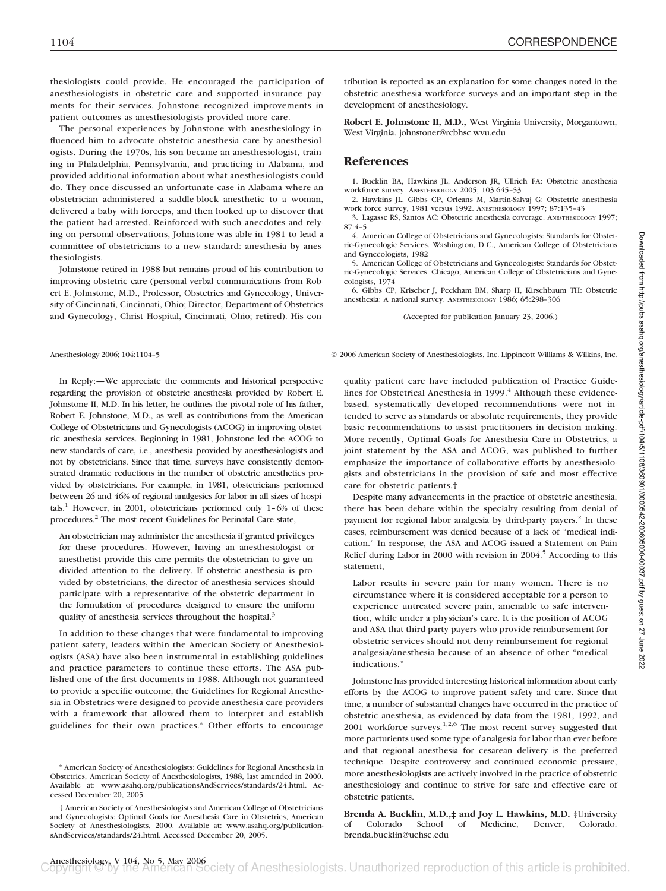thesiologists could provide. He encouraged the participation of anesthesiologists in obstetric care and supported insurance payments for their services. Johnstone recognized improvements in patient outcomes as anesthesiologists provided more care.

The personal experiences by Johnstone with anesthesiology influenced him to advocate obstetric anesthesia care by anesthesiologists. During the 1970s, his son became an anesthesiologist, training in Philadelphia, Pennsylvania, and practicing in Alabama, and provided additional information about what anesthesiologists could do. They once discussed an unfortunate case in Alabama where an obstetrician administered a saddle-block anesthetic to a woman, delivered a baby with forceps, and then looked up to discover that the patient had arrested. Reinforced with such anecdotes and relying on personal observations, Johnstone was able in 1981 to lead a committee of obstetricians to a new standard: anesthesia by anesthesiologists.

Johnstone retired in 1988 but remains proud of his contribution to improving obstetric care (personal verbal communications from Robert E. Johnstone, M.D., Professor, Obstetrics and Gynecology, University of Cincinnati, Cincinnati, Ohio; Director, Department of Obstetrics and Gynecology, Christ Hospital, Cincinnati, Ohio; retired). His contribution is reported as an explanation for some changes noted in the obstetric anesthesia workforce surveys and an important step in the development of anesthesiology.

**Robert E. Johnstone II, M.D.,** West Virginia University, Morgantown, West Virginia. johnstoner@rcbhsc.wvu.edu

## References

1. Bucklin BA, Hawkins JL, Anderson JR, Ullrich FA: Obstetric anesthesia workforce survey. Anesthesiology 2005; 103:645–53
2. Hawkins JL, Gibbs CP, Orleans M, Martin-Salvaj G: Obstetric anesthesia work force survey, 1981 versus 1992. Anesthesiology 1997; 87:135–43
3. Lagasse RS, Santos AC: Obstetric anesthesia coverage. Anesthesiology 1997; 87:4–5
4. American College of Obstetricians and Gynecologists: Standards for Obstetric-Gynecologic Services. Washington, D.C., American College of Obstetricians and Gynecologists, 1982
5. American College of Obstetricians and Gynecologists: Standards for Obstetric-Gynecologic Services. Chicago, American College of Obstetricians and Gynecologists, 1974
6. Gibbs CP, Krischer J, Peckham BM, Sharp H, Kirschbaum TH: Obstetric anesthesia: A national survey. Anesthesiology 1986; 65:298–306

(Accepted for publication January 23, 2006.)

Anesthesiology 2006; 104:1104–5 © 2006 American Society of Anesthesiologists, Inc. Lippincott Williams & Wilkins, Inc.

*In Reply:*—We appreciate the comments and historical perspective regarding the provision of obstetric anesthesia provided by Robert E. Johnstone II, M.D. In his letter, he outlines the pivotal role of his father, Robert E. Johnstone, M.D., as well as contributions from the American College of Obstetricians and Gynecologists (ACOG) in improving obstetric anesthesia services. Beginning in 1981, Johnstone led the ACOG to new standards of care, i.e., anesthesia provided by anesthesiologists and not by obstetricians. Since that time, surveys have consistently demonstrated dramatic reductions in the number of obstetric anesthetics provided by obstetricians. For example, in 1981, obstetricians performed between 26 and 46% of regional analgesics for labor in all sizes of hospitals.[1] However, in 2001, obstetricians performed only 1–6% of these procedures.[2] The most recent Guidelines for Perinatal Care state,

> An obstetrician may administer the anesthesia if granted privileges for these procedures. However, having an anesthesiologist or anesthetist provide this care permits the obstetrician to give undivided attention to the delivery. If obstetric anesthesia is provided by obstetricians, the director of anesthesia services should participate with a representative of the obstetric department in the formulation of procedures designed to ensure the uniform quality of anesthesia services throughout the hospital.[3]

In addition to these changes that were fundamental to improving patient safety, leaders within the American Society of Anesthesiologists (ASA) have also been instrumental in establishing guidelines and practice parameters to continue these efforts. The ASA published one of the first documents in 1988. Although not guaranteed to provide a specific outcome, the Guidelines for Regional Anesthesia in Obstetrics were designed to provide anesthesia care providers with a framework that allowed them to interpret and establish guidelines for their own practices.* Other efforts to encourage quality patient care have included publication of Practice Guidelines for Obstetrical Anesthesia in 1999.[4] Although these evidence-based, systematically developed recommendations were not intended to serve as standards or absolute requirements, they provide basic recommendations to assist practitioners in decision making. More recently, Optimal Goals for Anesthesia Care in Obstetrics, a joint statement by the ASA and ACOG, was published to further emphasize the importance of collaborative efforts by anesthesiologists and obstetricians in the provision of safe and most effective care for obstetric patients.†

Despite many advancements in the practice of obstetric anesthesia, there has been debate within the specialty resulting from denial of payment for regional labor analgesia by third-party payers.[2] In these cases, reimbursement was denied because of a lack of "medical indication." In response, the ASA and ACOG issued a Statement on Pain Relief during Labor in 2000 with revision in 2004.[5] According to this statement,

> Labor results in severe pain for many women. There is no circumstance where it is considered acceptable for a person to experience untreated severe pain, amenable to safe intervention, while under a physician's care. It is the position of ACOG and ASA that third-party payers who provide reimbursement for obstetric services should not deny reimbursement for regional analgesia/anesthesia because of an absence of other "medical indications."

Johnstone has provided interesting historical information about early efforts by the ACOG to improve patient safety and care. Since that time, a number of substantial changes have occurred in the practice of obstetric anesthesia, as evidenced by data from the 1981, 1992, and 2001 workforce surveys.[1,2,6] The most recent survey suggested that more parturients used some type of analgesia for labor than ever before and that regional anesthesia for cesarean delivery is the preferred technique. Despite controversy and continued economic pressure, more anesthesiologists are actively involved in the practice of obstetric anesthesiology and continue to strive for safe and effective care of obstetric patients.

**Brenda A. Bucklin, M.D.,‡ and Joy L. Hawkins, M.D.** ‡University of Colorado School of Medicine, Denver, Colorado. brenda.bucklin@uchsc.edu

---

\* American Society of Anesthesiologists: Guidelines for Regional Anesthesia in Obstetrics, American Society of Anesthesiologists, 1988, last amended in 2000. Available at: www.asahq.org/publicationsAndServices/standards/24.html. Accessed December 20, 2005.

† American Society of Anesthesiologists and American College of Obstetricians and Gynecologists: Optimal Goals for Anesthesia Care in Obstetrics, American Society of Anesthesiologists, 2000. Available at: www.asahq.org/publicationsAndServices/standards/24.html. Accessed December 20, 2005.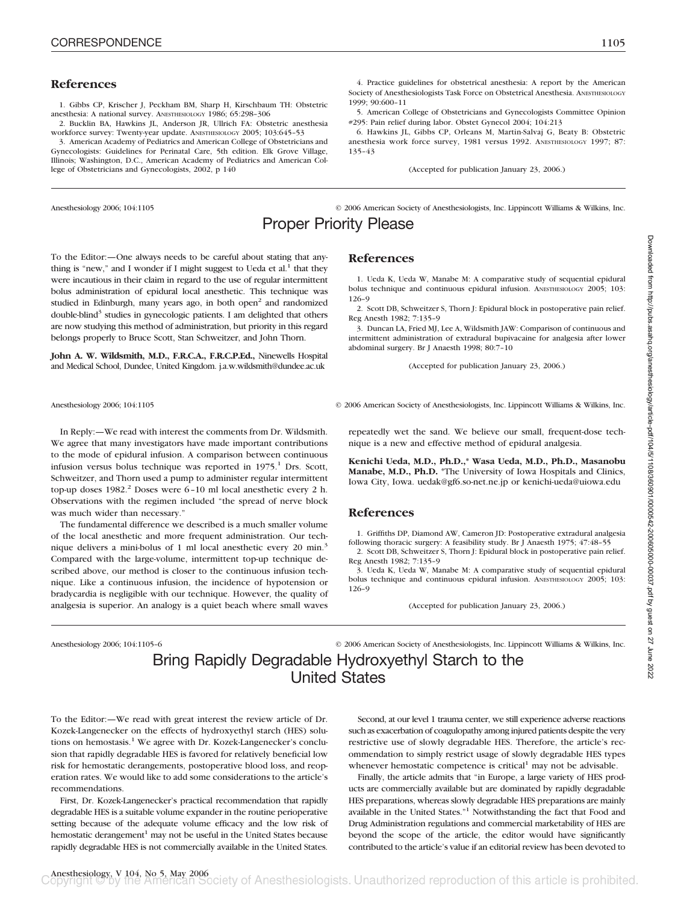## References

1. Gibbs CP, Krischer J, Peckham BM, Sharp H, Kirschbaum TH: Obstetric anesthesia: A national survey. Anesthesiology 1986; 65:298–306

2. Bucklin BA, Hawkins JL, Anderson JR, Ullrich FA: Obstetric anesthesia workforce survey: Twenty-year update. Anesthesiology 2005; 103:645–53

3. American Academy of Pediatrics and American College of Obstetricians and Gynecologists: Guidelines for Perinatal Care, 5th edition. Elk Grove Village, Illinois; Washington, D.C., American Academy of Pediatrics and American College of Obstetricians and Gynecologists, 2002, p 140

4. Practice guidelines for obstetrical anesthesia: A report by the American Society of Anesthesiologists Task Force on Obstetrical Anesthesia. Anesthesiology 1999; 90:600–11

5. American College of Obstetricians and Gynecologists Committee Opinion #295: Pain relief during labor. Obstet Gynecol 2004; 104:213

6. Hawkins JL, Gibbs CP, Orleans M, Martin-Salvaj G, Beaty B: Obstetric anesthesia work force survey, 1981 versus 1992. Anesthesiology 1997; 87: 135–43

(Accepted for publication January 23, 2006.)

# Proper Priority Please

To the Editor:—One always needs to be careful about stating that anything is "new," and I wonder if I might suggest to Ueda et al.[1] that they were incautious in their claim in regard to the use of regular intermittent bolus administration of epidural local anesthetic. This technique was studied in Edinburgh, many years ago, in both open[2] and randomized double-blind[3] studies in gynecologic patients. I am delighted that others are now studying this method of administration, but priority in this regard belongs properly to Bruce Scott, Stan Schweitzer, and John Thorn.

**John A. W. Wildsmith, M.D., F.R.C.A., F.R.C.P.Ed.,** Ninewells Hospital and Medical School, Dundee, United Kingdom. j.a.w.wildsmith@dundee.ac.uk

## References

1. Ueda K, Ueda W, Manabe M: A comparative study of sequential epidural bolus technique and continuous epidural infusion. Anesthesiology 2005; 103: 126–9

2. Scott DB, Schweitzer S, Thorn J: Epidural block in postoperative pain relief. Reg Anesth 1982; 7:135–9

3. Duncan LA, Fried MJ, Lee A, Wildsmith JAW: Comparison of continuous and intermittent administration of extradural bupivacaine for analgesia after lower abdominal surgery. Br J Anaesth 1998; 80:7–10

(Accepted for publication January 23, 2006.)

In Reply:—We read with interest the comments from Dr. Wildsmith. We agree that many investigators have made important contributions to the mode of epidural infusion. A comparison between continuous infusion versus bolus technique was reported in 1975.[1] Drs. Scott, Schweitzer, and Thorn used a pump to administer regular intermittent top-up doses 1982.[2] Doses were 6–10 ml local anesthetic every 2 h. Observations with the regimen included "the spread of nerve block was much wider than necessary."

The fundamental difference we described is a much smaller volume of the local anesthetic and more frequent administration. Our technique delivers a mini-bolus of 1 ml local anesthetic every 20 min.[3] Compared with the large-volume, intermittent top-up technique described above, our method is closer to the continuous infusion technique. Like a continuous infusion, the incidence of hypotension or bradycardia is negligible with our technique. However, the quality of analgesia is superior. An analogy is a quiet beach where small waves repeatedly wet the sand. We believe our small, frequent-dose technique is a new and effective method of epidural analgesia.

**Kenichi Ueda, M.D., Ph.D.,\* Wasa Ueda, M.D., Ph.D., Masanobu Manabe, M.D., Ph.D.** \*The University of Iowa Hospitals and Clinics, Iowa City, Iowa. uedak@gf6.so-net.ne.jp or kenichi-ueda@uiowa.edu

## References

1. Griffiths DP, Diamond AW, Cameron JD: Postoperative extradural analgesia following thoracic surgery: A feasibility study. Br J Anaesth 1975; 47:48–55

2. Scott DB, Schweitzer S, Thorn J: Epidural block in postoperative pain relief. Reg Anesth 1982; 7:135–9

3. Ueda K, Ueda W, Manabe M: A comparative study of sequential epidural bolus technique and continuous epidural infusion. Anesthesiology 2005; 103: 126–9

(Accepted for publication January 23, 2006.)

# Bring Rapidly Degradable Hydroxyethyl Starch to the United States

To the Editor:—We read with great interest the review article of Dr. Kozek-Langenecker on the effects of hydroxyethyl starch (HES) solutions on hemostasis.[1] We agree with Dr. Kozek-Langenecker's conclusion that rapidly degradable HES is favored for relatively beneficial low risk for hemostatic derangements, postoperative blood loss, and reoperation rates. We would like to add some considerations to the article's recommendations.

First, Dr. Kozek-Langenecker's practical recommendation that rapidly degradable HES is a suitable volume expander in the routine perioperative setting because of the adequate volume efficacy and the low risk of hemostatic derangement[1] may not be useful in the United States because rapidly degradable HES is not commercially available in the United States.

Second, at our level 1 trauma center, we still experience adverse reactions such as exacerbation of coagulopathy among injured patients despite the very restrictive use of slowly degradable HES. Therefore, the article's recommendation to simply restrict usage of slowly degradable HES types whenever hemostatic competence is critical[1] may not be advisable.

Finally, the article admits that "in Europe, a large variety of HES products are commercially available but are dominated by rapidly degradable HES preparations, whereas slowly degradable HES preparations are mainly available in the United States."[1] Notwithstanding the fact that Food and Drug Administration regulations and commercial marketability of HES are beyond the scope of the article, the editor would have significantly contributed to the article's value if an editorial review has been devoted to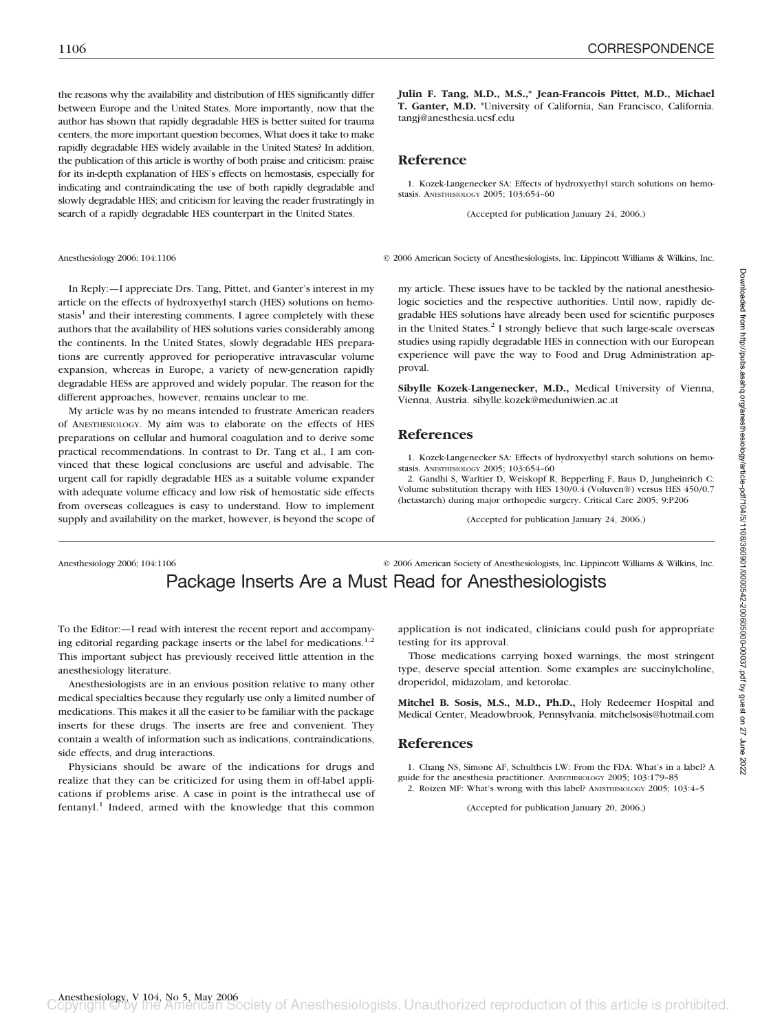the reasons why the availability and distribution of HES significantly differ between Europe and the United States. More importantly, now that the author has shown that rapidly degradable HES is better suited for trauma centers, the more important question becomes, What does it take to make rapidly degradable HES widely available in the United States? In addition, the publication of this article is worthy of both praise and criticism: praise for its in-depth explanation of HES's effects on hemostasis, especially for indicating and contraindicating the use of both rapidly degradable and slowly degradable HES; and criticism for leaving the reader frustratingly in search of a rapidly degradable HES counterpart in the United States.

**Julin F. Tang, M.D., M.S.,*** **Jean-Francois Pittet, M.D., Michael T. Ganter, M.D.** *University of California, San Francisco, California. tangj@anesthesia.ucsf.edu

## Reference

1. Kozek-Langenecker SA: Effects of hydroxyethyl starch solutions on hemostasis. ANESTHESIOLOGY 2005; 103:654–60

(Accepted for publication January 24, 2006.)

*Anesthesiology 2006; 104:1106 © 2006 American Society of Anesthesiologists, Inc. Lippincott Williams & Wilkins, Inc.*

In Reply:—I appreciate Drs. Tang, Pittet, and Ganter's interest in my article on the effects of hydroxyethyl starch (HES) solutions on hemostasis[1] and their interesting comments. I agree completely with these authors that the availability of HES solutions varies considerably among the continents. In the United States, slowly degradable HES preparations are currently approved for perioperative intravascular volume expansion, whereas in Europe, a variety of new-generation rapidly degradable HESs are approved and widely popular. The reason for the different approaches, however, remains unclear to me.

My article was by no means intended to frustrate American readers of ANESTHESIOLOGY. My aim was to elaborate on the effects of HES preparations on cellular and humoral coagulation and to derive some practical recommendations. In contrast to Dr. Tang et al., I am convinced that these logical conclusions are useful and advisable. The urgent call for rapidly degradable HES as a suitable volume expander with adequate volume efficacy and low risk of hemostatic side effects from overseas colleagues is easy to understand. How to implement supply and availability on the market, however, is beyond the scope of my article. These issues have to be tackled by the national anesthesiologic societies and the respective authorities. Until now, rapidly degradable HES solutions have already been used for scientific purposes in the United States.[2] I strongly believe that such large-scale overseas studies using rapidly degradable HES in connection with our European experience will pave the way to Food and Drug Administration approval.

**Sibylle Kozek-Langenecker, M.D.,** Medical University of Vienna, Vienna, Austria. sibylle.kozek@meduniwien.ac.at

## References

1. Kozek-Langenecker SA: Effects of hydroxyethyl starch solutions on hemostasis. ANESTHESIOLOGY 2005; 103:654–60
2. Gandhi S, Warltier D, Weiskopf R, Bepperling F, Baus D, Jungheinrich C: Volume substitution therapy with HES 130/0.4 (Voluven®) versus HES 450/0.7 (hetastarch) during major orthopedic surgery. Critical Care 2005; 9:P206

(Accepted for publication January 24, 2006.)

*Anesthesiology 2006; 104:1106 © 2006 American Society of Anesthesiologists, Inc. Lippincott Williams & Wilkins, Inc.*

# Package Inserts Are a Must Read for Anesthesiologists

To the Editor:—I read with interest the recent report and accompanying editorial regarding package inserts or the label for medications.[1,2] This important subject has previously received little attention in the anesthesiology literature.

Anesthesiologists are in an envious position relative to many other medical specialties because they regularly use only a limited number of medications. This makes it all the easier to be familiar with the package inserts for these drugs. The inserts are free and convenient. They contain a wealth of information such as indications, contraindications, side effects, and drug interactions.

Physicians should be aware of the indications for drugs and realize that they can be criticized for using them in off-label applications if problems arise. A case in point is the intrathecal use of fentanyl.[1] Indeed, armed with the knowledge that this common application is not indicated, clinicians could push for appropriate testing for its approval.

Those medications carrying boxed warnings, the most stringent type, deserve special attention. Some examples are succinylcholine, droperidol, midazolam, and ketorolac.

**Mitchel B. Sosis, M.S., M.D., Ph.D.,** Holy Redeemer Hospital and Medical Center, Meadowbrook, Pennsylvania. mitchelsosis@hotmail.com

## References

1. Chang NS, Simone AF, Schultheis LW: From the FDA: What's in a label? A guide for the anesthesia practitioner. ANESTHESIOLOGY 2005; 103:179–85
2. Roizen MF: What's wrong with this label? ANESTHESIOLOGY 2005; 103:4–5

(Accepted for publication January 20, 2006.)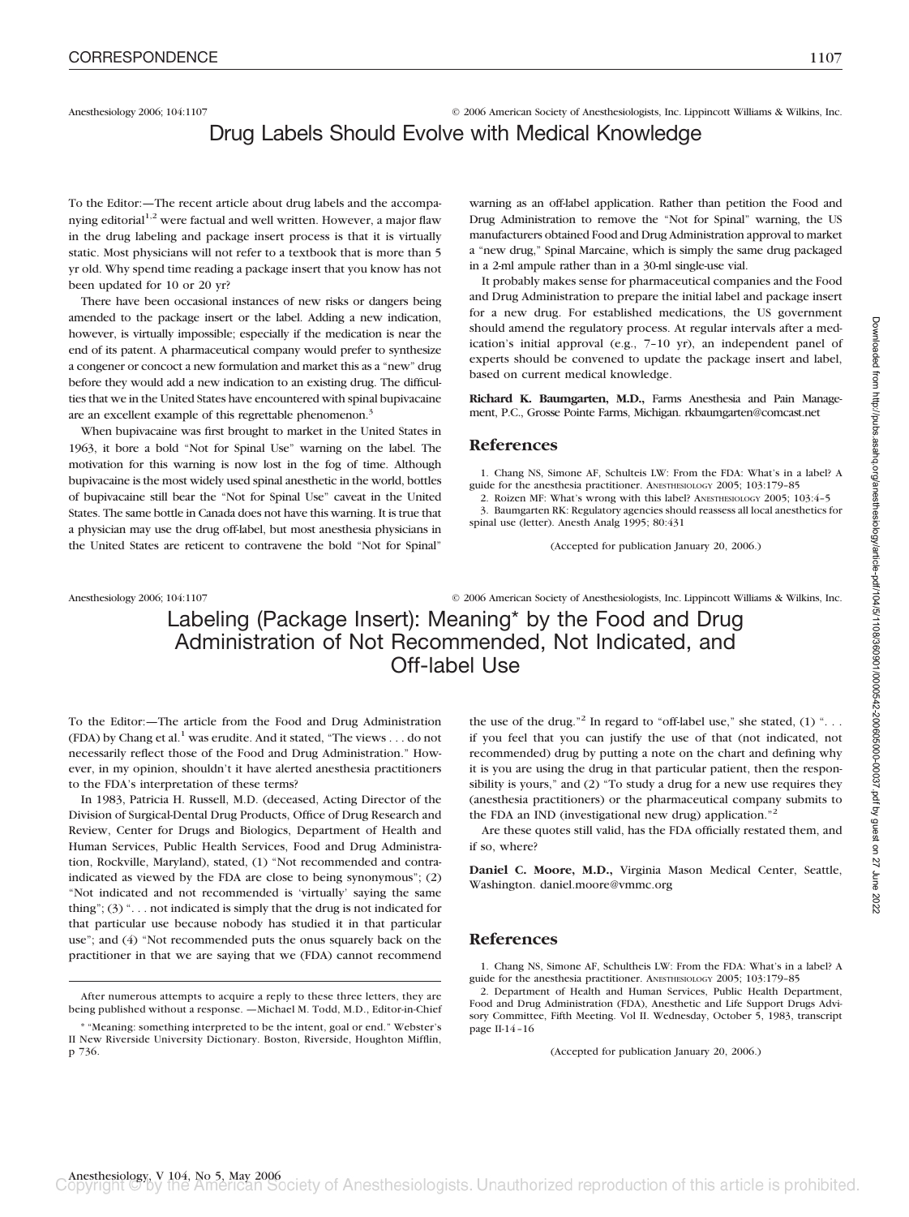Anesthesiology 2006; 104:1107 © 2006 American Society of Anesthesiologists, Inc. Lippincott Williams & Wilkins, Inc.

# Drug Labels Should Evolve with Medical Knowledge

To the Editor:—The recent article about drug labels and the accompanying editorial[1,2] were factual and well written. However, a major flaw in the drug labeling and package insert process is that it is virtually static. Most physicians will not refer to a textbook that is more than 5 yr old. Why spend time reading a package insert that you know has not been updated for 10 or 20 yr?

There have been occasional instances of new risks or dangers being amended to the package insert or the label. Adding a new indication, however, is virtually impossible; especially if the medication is near the end of its patent. A pharmaceutical company would prefer to synthesize a congener or concoct a new formulation and market this as a "new" drug before they would add a new indication to an existing drug. The difficulties that we in the United States have encountered with spinal bupivacaine are an excellent example of this regrettable phenomenon.[3]

When bupivacaine was first brought to market in the United States in 1963, it bore a bold "Not for Spinal Use" warning on the label. The motivation for this warning is now lost in the fog of time. Although bupivacaine is the most widely used spinal anesthetic in the world, bottles of bupivacaine still bear the "Not for Spinal Use" caveat in the United States. The same bottle in Canada does not have this warning. It is true that a physician may use the drug off-label, but most anesthesia physicians in the United States are reticent to contravene the bold "Not for Spinal" warning as an off-label application. Rather than petition the Food and Drug Administration to remove the "Not for Spinal" warning, the US manufacturers obtained Food and Drug Administration approval to market a "new drug," Spinal Marcaine, which is simply the same drug packaged in a 2-ml ampule rather than in a 30-ml single-use vial.

It probably makes sense for pharmaceutical companies and the Food and Drug Administration to prepare the initial label and package insert for a new drug. For established medications, the US government should amend the regulatory process. At regular intervals after a medication's initial approval (e.g., 7–10 yr), an independent panel of experts should be convened to update the package insert and label, based on current medical knowledge.

**Richard K. Baumgarten, M.D.,** Farms Anesthesia and Pain Management, P.C., Grosse Pointe Farms, Michigan. rkbaumgarten@comcast.net

## References

1. Chang NS, Simone AF, Schulteis LW: From the FDA: What's in a label? A guide for the anesthesia practitioner. ANESTHESIOLOGY 2005; 103:179–85
2. Roizen MF: What's wrong with this label? ANESTHESIOLOGY 2005; 103:4–5
3. Baumgarten RK: Regulatory agencies should reassess all local anesthetics for spinal use (letter). Anesth Analg 1995; 80:431

(Accepted for publication January 20, 2006.)

Anesthesiology 2006; 104:1107 © 2006 American Society of Anesthesiologists, Inc. Lippincott Williams & Wilkins, Inc.

# Labeling (Package Insert): Meaning* by the Food and Drug Administration of Not Recommended, Not Indicated, and Off-label Use

To the Editor:—The article from the Food and Drug Administration (FDA) by Chang et al.[1] was erudite. And it stated, "The views . . . do not necessarily reflect those of the Food and Drug Administration." However, in my opinion, shouldn't it have alerted anesthesia practitioners to the FDA's interpretation of these terms?

In 1983, Patricia H. Russell, M.D. (deceased, Acting Director of the Division of Surgical-Dental Drug Products, Office of Drug Research and Review, Center for Drugs and Biologics, Department of Health and Human Services, Public Health Services, Food and Drug Administration, Rockville, Maryland), stated, (1) "Not recommended and contraindicated as viewed by the FDA are close to being synonymous"; (2) "Not indicated and not recommended is 'virtually' saying the same thing"; (3) ". . . not indicated is simply that the drug is not indicated for that particular use because nobody has studied it in that particular use"; and (4) "Not recommended puts the onus squarely back on the practitioner in that we are saying that we (FDA) cannot recommend the use of the drug."[2] In regard to "off-label use," she stated, (1) ". . . if you feel that you can justify the use of that (not indicated, not recommended) drug by putting a note on the chart and defining why it is you are using the drug in that particular patient, then the responsibility is yours," and (2) "To study a drug for a new use requires they (anesthesia practitioners) or the pharmaceutical company submits to the FDA an IND (investigational new drug) application."[2]

Are these quotes still valid, has the FDA officially restated them, and if so, where?

**Daniel C. Moore, M.D.,** Virginia Mason Medical Center, Seattle, Washington. daniel.moore@vmmc.org

## References

1. Chang NS, Simone AF, Schultheis LW: From the FDA: What's in a label? A guide for the anesthesia practitioner. ANESTHESIOLOGY 2005; 103:179–85
2. Department of Health and Human Services, Public Health Department, Food and Drug Administration (FDA), Anesthetic and Life Support Drugs Advisory Committee, Fifth Meeting. Vol II. Wednesday, October 5, 1983, transcript page II-14–16

(Accepted for publication January 20, 2006.)

After numerous attempts to acquire a reply to these three letters, they are being published without a response. —Michael M. Todd, M.D., Editor-in-Chief

\* "Meaning: something interpreted to be the intent, goal or end." Webster's II New Riverside University Dictionary. Boston, Riverside, Houghton Mifflin, p 736.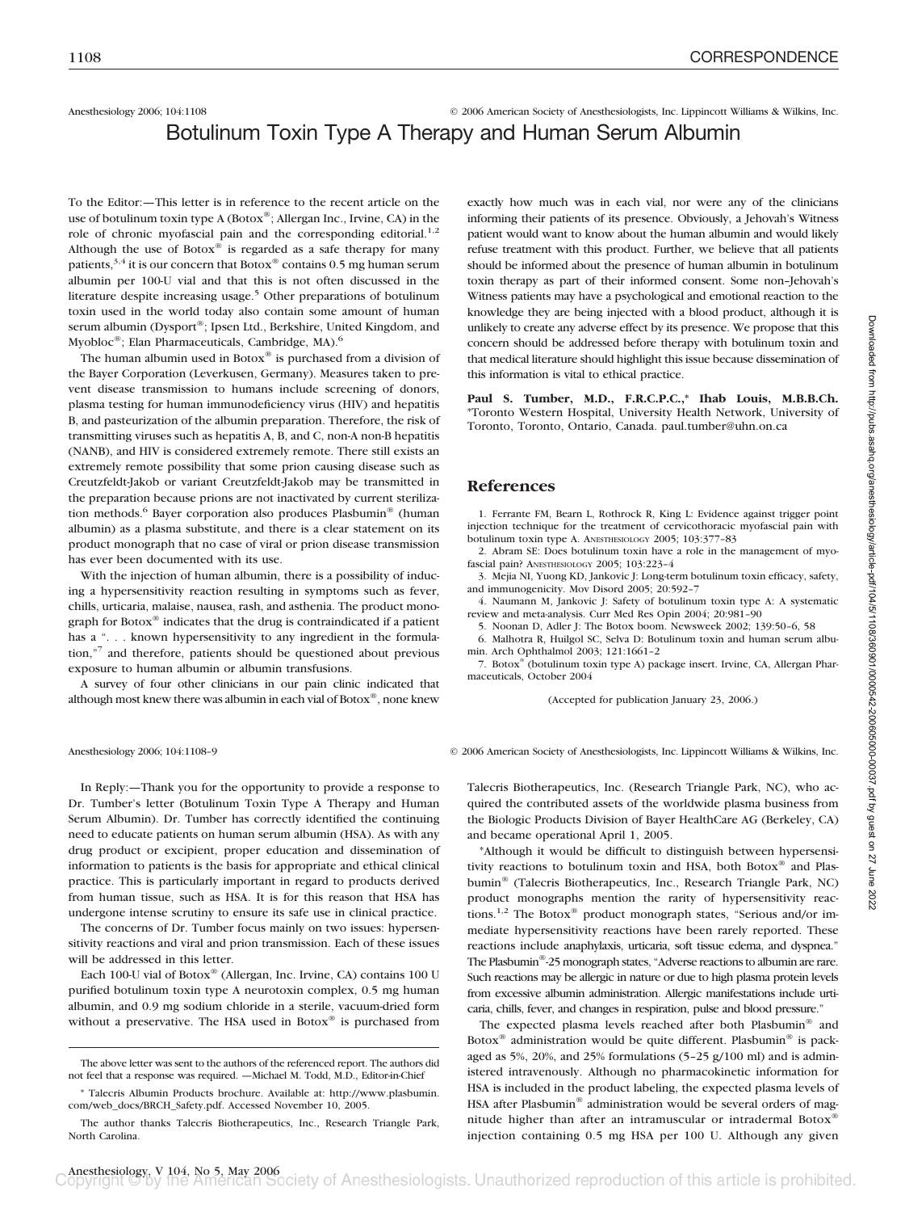Anesthesiology 2006; 104:1108 © 2006 American Society of Anesthesiologists, Inc. Lippincott Williams & Wilkins, Inc.

# Botulinum Toxin Type A Therapy and Human Serum Albumin

To the Editor:—This letter is in reference to the recent article on the use of botulinum toxin type A (Botox®; Allergan Inc., Irvine, CA) in the role of chronic myofascial pain and the corresponding editorial.[1,2] Although the use of Botox® is regarded as a safe therapy for many patients,[3,4] it is our concern that Botox® contains 0.5 mg human serum albumin per 100-U vial and that this is not often discussed in the literature despite increasing usage.[5] Other preparations of botulinum toxin used in the world today also contain some amount of human serum albumin (Dysport®; Ipsen Ltd., Berkshire, United Kingdom, and Myobloc®; Elan Pharmaceuticals, Cambridge, MA).[6]

The human albumin used in Botox® is purchased from a division of the Bayer Corporation (Leverkusen, Germany). Measures taken to prevent disease transmission to humans include screening of donors, plasma testing for human immunodeficiency virus (HIV) and hepatitis B, and pasteurization of the albumin preparation. Therefore, the risk of transmitting viruses such as hepatitis A, B, and C, non-A non-B hepatitis (NANB), and HIV is considered extremely remote. There still exists an extremely remote possibility that some prion causing disease such as Creutzfeldt-Jakob or variant Creutzfeldt-Jakob may be transmitted in the preparation because prions are not inactivated by current sterilization methods.[6] Bayer corporation also produces Plasbumin® (human albumin) as a plasma substitute, and there is a clear statement on its product monograph that no case of viral or prion disease transmission has ever been documented with its use.

With the injection of human albumin, there is a possibility of inducing a hypersensitivity reaction resulting in symptoms such as fever, chills, urticaria, malaise, nausea, rash, and asthenia. The product monograph for Botox® indicates that the drug is contraindicated if a patient has a ". . . known hypersensitivity to any ingredient in the formulation,"[7] and therefore, patients should be questioned about previous exposure to human albumin or albumin transfusions.

A survey of four other clinicians in our pain clinic indicated that although most knew there was albumin in each vial of Botox®, none knew exactly how much was in each vial, nor were any of the clinicians informing their patients of its presence. Obviously, a Jehovah's Witness patient would want to know about the human albumin and would likely refuse treatment with this product. Further, we believe that all patients should be informed about the presence of human albumin in botulinum toxin therapy as part of their informed consent. Some non–Jehovah's Witness patients may have a psychological and emotional reaction to the knowledge they are being injected with a blood product, although it is unlikely to create any adverse effect by its presence. We propose that this concern should be addressed before therapy with botulinum toxin and that medical literature should highlight this issue because dissemination of this information is vital to ethical practice.

**Paul S. Tumber, M.D., F.R.C.P.C.,\* Ihab Louis, M.B.B.Ch.** \*Toronto Western Hospital, University Health Network, University of Toronto, Toronto, Ontario, Canada. paul.tumber@uhn.on.ca

## References

1. Ferrante FM, Bearn L, Rothrock R, King L: Evidence against trigger point injection technique for the treatment of cervicothoracic myofascial pain with botulinum toxin type A. ANESTHESIOLOGY 2005; 103:377–83
2. Abram SE: Does botulinum toxin have a role in the management of myofascial pain? ANESTHESIOLOGY 2005; 103:223–4
3. Mejia NI, Yuong KD, Jankovic J: Long-term botulinum toxin efficacy, safety, and immunogenicity. Mov Disord 2005; 20:592–7
4. Naumann M, Jankovic J: Safety of botulinum toxin type A: A systematic review and meta-analysis. Curr Med Res Opin 2004; 20:981–90
5. Noonan D, Adler J: The Botox boom. Newsweek 2002; 139:50–6, 58
6. Malhotra R, Huilgol SC, Selva D: Botulinum toxin and human serum albumin. Arch Ophthalmol 2003; 121:1661–2
7. Botox® (botulinum toxin type A) package insert. Irvine, CA, Allergan Pharmaceuticals, October 2004

(Accepted for publication January 23, 2006.)

Anesthesiology 2006; 104:1108–9 © 2006 American Society of Anesthesiologists, Inc. Lippincott Williams & Wilkins, Inc.

In Reply:—Thank you for the opportunity to provide a response to Dr. Tumber's letter (Botulinum Toxin Type A Therapy and Human Serum Albumin). Dr. Tumber has correctly identified the continuing need to educate patients on human serum albumin (HSA). As with any drug product or excipient, proper education and dissemination of information to patients is the basis for appropriate and ethical clinical practice. This is particularly important in regard to products derived from human tissue, such as HSA. It is for this reason that HSA has undergone intense scrutiny to ensure its safe use in clinical practice.

The concerns of Dr. Tumber focus mainly on two issues: hypersensitivity reactions and viral and prion transmission. Each of these issues will be addressed in this letter.

Each 100-U vial of Botox® (Allergan, Inc. Irvine, CA) contains 100 U purified botulinum toxin type A neurotoxin complex, 0.5 mg human albumin, and 0.9 mg sodium chloride in a sterile, vacuum-dried form without a preservative. The HSA used in Botox® is purchased from Talecris Biotherapeutics, Inc. (Research Triangle Park, NC), who acquired the contributed assets of the worldwide plasma business from the Biologic Products Division of Bayer HealthCare AG (Berkeley, CA) and became operational April 1, 2005.

\*Although it would be difficult to distinguish between hypersensitivity reactions to botulinum toxin and HSA, both Botox® and Plasbumin® (Talecris Biotherapeutics, Inc., Research Triangle Park, NC) product monographs mention the rarity of hypersensitivity reactions.[1,2] The Botox® product monograph states, "Serious and/or immediate hypersensitivity reactions have been rarely reported. These reactions include anaphylaxis, urticaria, soft tissue edema, and dyspnea." The Plasbumin®-25 monograph states, "Adverse reactions to albumin are rare. Such reactions may be allergic in nature or due to high plasma protein levels from excessive albumin administration. Allergic manifestations include urticaria, chills, fever, and changes in respiration, pulse and blood pressure."

The expected plasma levels reached after both Plasbumin® and Botox® administration would be quite different. Plasbumin® is packaged as 5%, 20%, and 25% formulations (5–25 g/100 ml) and is administered intravenously. Although no pharmacokinetic information for HSA is included in the product labeling, the expected plasma levels of HSA after Plasbumin® administration would be several orders of magnitude higher than after an intramuscular or intradermal Botox® injection containing 0.5 mg HSA per 100 U. Although any given

The above letter was sent to the authors of the referenced report. The authors did not feel that a response was required. —Michael M. Todd, M.D., Editor-in-Chief

\* Talecris Albumin Products brochure. Available at: http://www.plasbumin.com/web_docs/BRCH_Safety.pdf. Accessed November 10, 2005.

The author thanks Talecris Biotherapeutics, Inc., Research Triangle Park, North Carolina.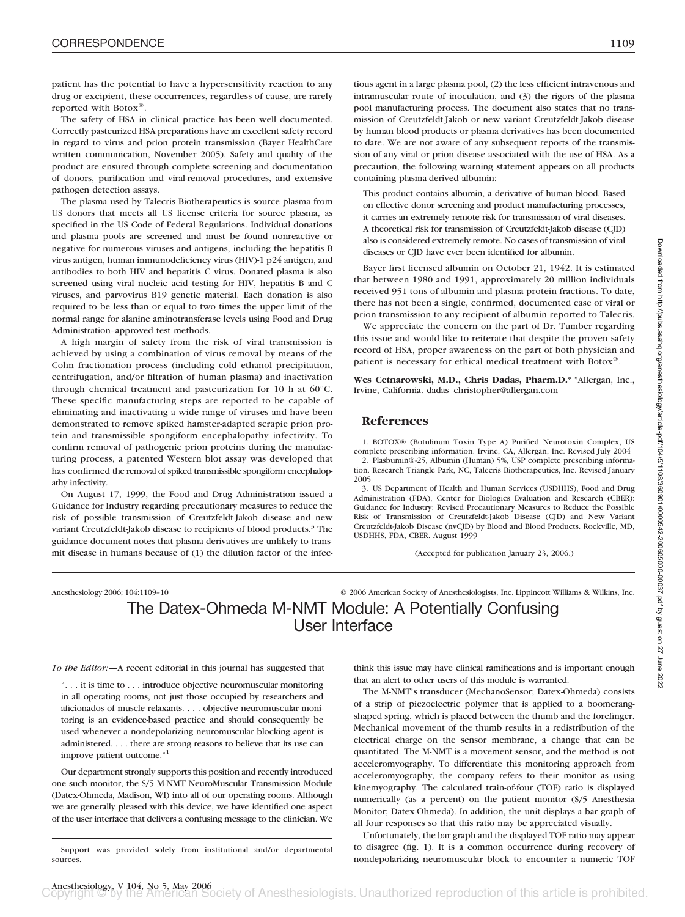patient has the potential to have a hypersensitivity reaction to any drug or excipient, these occurrences, regardless of cause, are rarely reported with Botox®.

The safety of HSA in clinical practice has been well documented. Correctly pasteurized HSA preparations have an excellent safety record in regard to virus and prion protein transmission (Bayer HealthCare written communication, November 2005). Safety and quality of the product are ensured through complete screening and documentation of donors, purification and viral-removal procedures, and extensive pathogen detection assays.

The plasma used by Talecris Biotherapeutics is source plasma from US donors that meets all US license criteria for source plasma, as specified in the US Code of Federal Regulations. Individual donations and plasma pools are screened and must be found nonreactive or negative for numerous viruses and antigens, including the hepatitis B virus antigen, human immunodeficiency virus (HIV)-1 p24 antigen, and antibodies to both HIV and hepatitis C virus. Donated plasma is also screened using viral nucleic acid testing for HIV, hepatitis B and C viruses, and parvovirus B19 genetic material. Each donation is also required to be less than or equal to two times the upper limit of the normal range for alanine aminotransferase levels using Food and Drug Administration–approved test methods.

A high margin of safety from the risk of viral transmission is achieved by using a combination of virus removal by means of the Cohn fractionation process (including cold ethanol precipitation, centrifugation, and/or filtration of human plasma) and inactivation through chemical treatment and pasteurization for 10 h at 60°C. These specific manufacturing steps are reported to be capable of eliminating and inactivating a wide range of viruses and have been demonstrated to remove spiked hamster-adapted scrapie prion protein and transmissible spongiform encephalopathy infectivity. To confirm removal of pathogenic prion proteins during the manufacturing process, a patented Western blot assay was developed that has confirmed the removal of spiked transmissible spongiform encephalopathy infectivity.

On August 17, 1999, the Food and Drug Administration issued a Guidance for Industry regarding precautionary measures to reduce the risk of possible transmission of Creutzfeldt-Jakob disease and new variant Creutzfeldt-Jakob disease to recipients of blood products.[3] The guidance document notes that plasma derivatives are unlikely to transmit disease in humans because of (1) the dilution factor of the infectious agent in a large plasma pool, (2) the less efficient intravenous and intramuscular route of inoculation, and (3) the rigors of the plasma pool manufacturing process. The document also states that no transmission of Creutzfeldt-Jakob or new variant Creutzfeldt-Jakob disease by human blood products or plasma derivatives has been documented to date. We are not aware of any subsequent reports of the transmission of any viral or prion disease associated with the use of HSA. As a precaution, the following warning statement appears on all products containing plasma-derived albumin:

> This product contains albumin, a derivative of human blood. Based on effective donor screening and product manufacturing processes, it carries an extremely remote risk for transmission of viral diseases. A theoretical risk for transmission of Creutzfeldt-Jakob disease (CJD) also is considered extremely remote. No cases of transmission of viral diseases or CJD have ever been identified for albumin.

Bayer first licensed albumin on October 21, 1942. It is estimated that between 1980 and 1991, approximately 20 million individuals received 951 tons of albumin and plasma protein fractions. To date, there has not been a single, confirmed, documented case of viral or prion transmission to any recipient of albumin reported to Talecris.

We appreciate the concern on the part of Dr. Tumber regarding this issue and would like to reiterate that despite the proven safety record of HSA, proper awareness on the part of both physician and patient is necessary for ethical medical treatment with Botox®.

**Wes Cetnarowski, M.D., Chris Dadas, Pharm.D.*** *Allergan, Inc., Irvine, California. dadas_christopher@allergan.com

## References

1. BOTOX® (Botulinum Toxin Type A) Purified Neurotoxin Complex, US complete prescribing information. Irvine, CA, Allergan, Inc. Revised July 2004
2. Plasbumin®-25, Albumin (Human) 5%, USP complete prescribing information. Research Triangle Park, NC, Talecris Biotherapeutics, Inc. Revised January 2005
3. US Department of Health and Human Services (USDHHS), Food and Drug Administration (FDA), Center for Biologics Evaluation and Research (CBER): Guidance for Industry: Revised Precautionary Measures to Reduce the Possible Risk of Transmission of Creutzfeldt-Jakob Disease (CJD) and New Variant Creutzfeldt-Jakob Disease (nvCJD) by Blood and Blood Products. Rockville, MD, USDHHS, FDA, CBER. August 1999

(Accepted for publication January 23, 2006.)

Anesthesiology 2006; 104:1109–10 © 2006 American Society of Anesthesiologists, Inc. Lippincott Williams & Wilkins, Inc.

# The Datex-Ohmeda M-NMT Module: A Potentially Confusing User Interface

*To the Editor:*—A recent editorial in this journal has suggested that

> ". . . it is time to . . . introduce objective neuromuscular monitoring in all operating rooms, not just those occupied by researchers and aficionados of muscle relaxants. . . . objective neuromuscular monitoring is an evidence-based practice and should consequently be used whenever a nondepolarizing neuromuscular blocking agent is administered. . . . there are strong reasons to believe that its use can improve patient outcome."[1]

Our department strongly supports this position and recently introduced one such monitor, the S/5 M-NMT NeuroMuscular Transmission Module (Datex-Ohmeda, Madison, WI) into all of our operating rooms. Although we are generally pleased with this device, we have identified one aspect of the user interface that delivers a confusing message to the clinician. We think this issue may have clinical ramifications and is important enough that an alert to other users of this module is warranted.

The M-NMT's transducer (MechanoSensor; Datex-Ohmeda) consists of a strip of piezoelectric polymer that is applied to a boomerang-shaped spring, which is placed between the thumb and the forefinger. Mechanical movement of the thumb results in a redistribution of the electrical charge on the sensor membrane, a change that can be quantitated. The M-NMT is a movement sensor, and the method is not acceleromyography. To differentiate this monitoring approach from acceleromyography, the company refers to their monitor as using kinemyography. The calculated train-of-four (TOF) ratio is displayed numerically (as a percent) on the patient monitor (S/5 Anesthesia Monitor; Datex-Ohmeda). In addition, the unit displays a bar graph of all four responses so that this ratio may be appreciated visually.

Unfortunately, the bar graph and the displayed TOF ratio may appear to disagree (fig. 1). It is a common occurrence during recovery of nondepolarizing neuromuscular block to encounter a numeric TOF

Support was provided solely from institutional and/or departmental sources.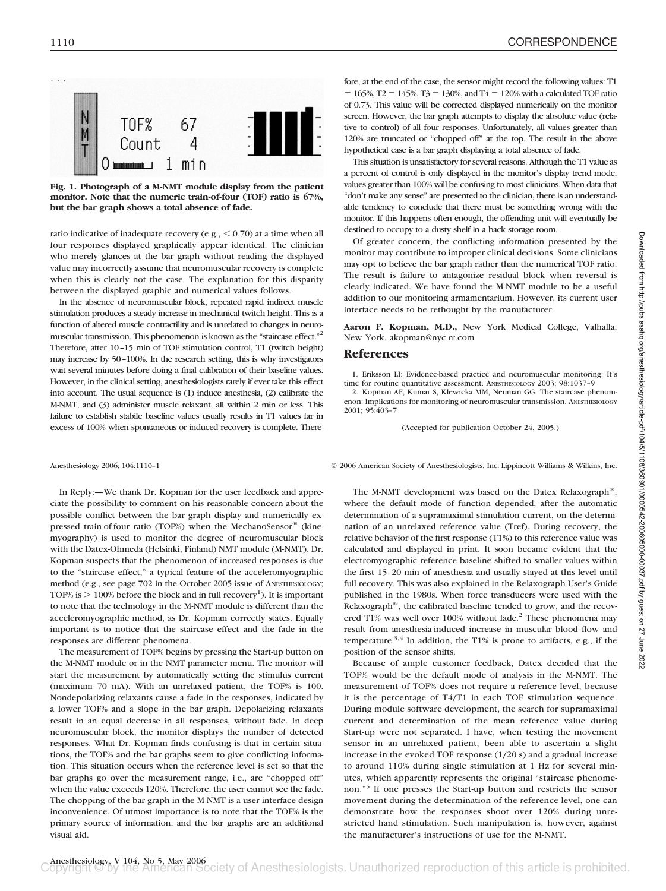TOF% 67

Count 4

0 1 min

**Fig. 1. Photograph of a M-NMT module display from the patient monitor. Note that the numeric train-of-four (TOF) ratio is 67%, but the bar graph shows a total absence of fade.**

ratio indicative of inadequate recovery (e.g., < 0.70) at a time when all four responses displayed graphically appear identical. The clinician who merely glances at the bar graph without reading the displayed value may incorrectly assume that neuromuscular recovery is complete when this is clearly not the case. The explanation for this disparity between the displayed graphic and numerical values follows.

In the absence of neuromuscular block, repeated rapid indirect muscle stimulation produces a steady increase in mechanical twitch height. This is a function of altered muscle contractility and is unrelated to changes in neuromuscular transmission. This phenomenon is known as the "staircase effect."[2] Therefore, after 10–15 min of TOF stimulation control, T1 (twitch height) may increase by 50–100%. In the research setting, this is why investigators wait several minutes before doing a final calibration of their baseline values. However, in the clinical setting, anesthesiologists rarely if ever take this effect into account. The usual sequence is (1) induce anesthesia, (2) calibrate the M-NMT, and (3) administer muscle relaxant, all within 2 min or less. This failure to establish stabile baseline values usually results in T1 values far in excess of 100% when spontaneous or induced recovery is complete. Therefore, at the end of the case, the sensor might record the following values: T1 = 165%, T2 = 145%, T3 = 130%, and T4 = 120% with a calculated TOF ratio of 0.73. This value will be corrected displayed numerically on the monitor screen. However, the bar graph attempts to display the absolute value (relative to control) of all four responses. Unfortunately, all values greater than 120% are truncated or "chopped off" at the top. The result in the above hypothetical case is a bar graph displaying a total absence of fade.

This situation is unsatisfactory for several reasons. Although the T1 value as a percent of control is only displayed in the monitor's display trend mode, values greater than 100% will be confusing to most clinicians. When data that "don't make any sense" are presented to the clinician, there is an understandable tendency to conclude that there must be something wrong with the monitor. If this happens often enough, the offending unit will eventually be destined to occupy to a dusty shelf in a back storage room.

Of greater concern, the conflicting information presented by the monitor may contribute to improper clinical decisions. Some clinicians may opt to believe the bar graph rather than the numerical TOF ratio. The result is failure to antagonize residual block when reversal is clearly indicated. We have found the M-NMT module to be a useful addition to our monitoring armamentarium. However, its current user interface needs to be rethought by the manufacturer.

**Aaron F. Kopman, M.D.,** New York Medical College, Valhalla, New York. akopman@nyc.rr.com

## References

1. Eriksson LI: Evidence-based practice and neuromuscular monitoring: It's time for routine quantitative assessment. ANESTHESIOLOGY 2003; 98:1037–9
2. Kopman AF, Kumar S, Klewicka MM, Neuman GG: The staircase phenomenon: Implications for monitoring of neuromuscular transmission. ANESTHESIOLOGY 2001; 95:403–7

(Accepted for publication October 24, 2005.)

In Reply:—We thank Dr. Kopman for the user feedback and appreciate the possibility to comment on his reasonable concern about the possible conflict between the bar graph display and numerically expressed train-of-four ratio (TOF%) when the MechanoSensor® (kinemyography) is used to monitor the degree of neuromuscular block with the Datex-Ohmeda (Helsinki, Finland) NMT module (M-NMT). Dr. Kopman suspects that the phenomenon of increased responses is due to the "staircase effect," a typical feature of the acceleromyographic method (e.g., see page 702 in the October 2005 issue of ANESTHESIOLOGY; TOF% is > 100% before the block and in full recovery[1]). It is important to note that the technology in the M-NMT module is different than the acceleromyographic method, as Dr. Kopman correctly states. Equally important is to notice that the staircase effect and the fade in the responses are different phenomena.

The measurement of TOF% begins by pressing the Start-up button on the M-NMT module or in the NMT parameter menu. The monitor will start the measurement by automatically setting the stimulus current (maximum 70 mA). With an unrelaxed patient, the TOF% is 100. Nondepolarizing relaxants cause a fade in the responses, indicated by a lower TOF% and a slope in the bar graph. Depolarizing relaxants result in an equal decrease in all responses, without fade. In deep neuromuscular block, the monitor displays the number of detected responses. What Dr. Kopman finds confusing is that in certain situations, the TOF% and the bar graphs seem to give conflicting information. This situation occurs when the reference level is set so that the bar graphs go over the measurement range, i.e., are "chopped off" when the value exceeds 120%. Therefore, the user cannot see the fade. The chopping of the bar graph in the M-NMT is a user interface design inconvenience. Of utmost importance is to note that the TOF% is the primary source of information, and the bar graphs are an additional visual aid.

The M-NMT development was based on the Datex Relaxograph®, where the default mode of function depended, after the automatic determination of a supramaximal stimulation current, on the determination of an unrelaxed reference value (Tref). During recovery, the relative behavior of the first response (T1%) to this reference value was calculated and displayed in print. It soon became evident that the electromyographic reference baseline shifted to smaller values within the first 15–20 min of anesthesia and usually stayed at this level until full recovery. This was also explained in the Relaxograph User's Guide published in the 1980s. When force transducers were used with the Relaxograph®, the calibrated baseline tended to grow, and the recovered T1% was well over 100% without fade.[2] These phenomena may result from anesthesia-induced increase in muscular blood flow and temperature.[3,4] In addition, the T1% is prone to artifacts, e.g., if the position of the sensor shifts.

Because of ample customer feedback, Datex decided that the TOF% would be the default mode of analysis in the M-NMT. The measurement of TOF% does not require a reference level, because it is the percentage of T4/T1 in each TOF stimulation sequence. During module software development, the search for supramaximal current and determination of the mean reference value during Start-up were not separated. I have, when testing the movement sensor in an unrelaxed patient, been able to ascertain a slight increase in the evoked TOF response (1/20 s) and a gradual increase to around 110% during single stimulation at 1 Hz for several minutes, which apparently represents the original "staircase phenomenon."[5] If one presses the Start-up button and restricts the sensor movement during the determination of the reference level, one can demonstrate how the responses shoot over 120% during unrestricted hand stimulation. Such manipulation is, however, against the manufacturer's instructions of use for the M-NMT.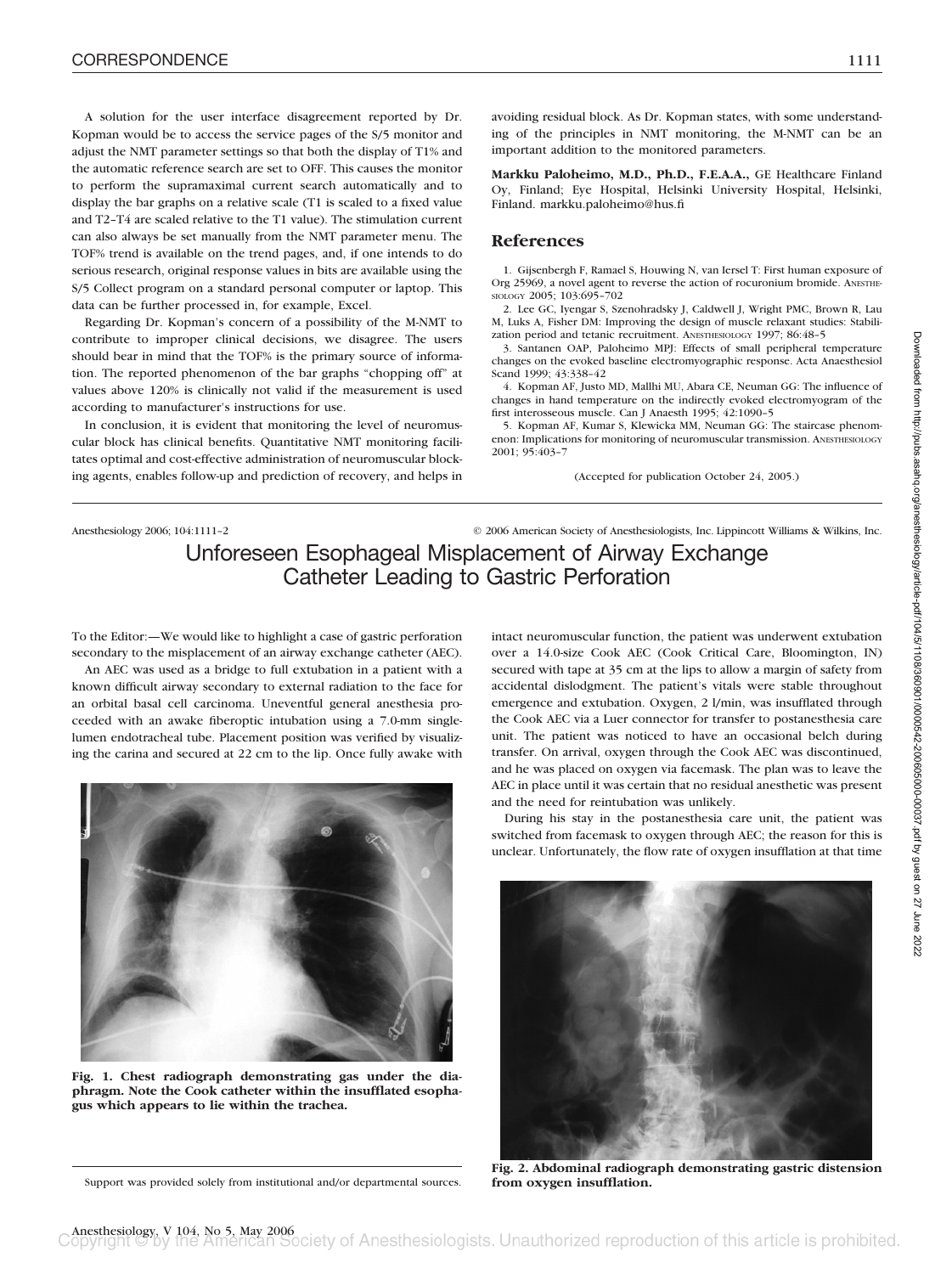A solution for the user interface disagreement reported by Dr. Kopman would be to access the service pages of the S/5 monitor and adjust the NMT parameter settings so that both the display of T1% and the automatic reference search are set to OFF. This causes the monitor to perform the supramaximal current search automatically and to display the bar graphs on a relative scale (T1 is scaled to a fixed value and T2–T4 are scaled relative to the T1 value). The stimulation current can also always be set manually from the NMT parameter menu. The TOF% trend is available on the trend pages, and, if one intends to do serious research, original response values in bits are available using the S/5 Collect program on a standard personal computer or laptop. This data can be further processed in, for example, Excel.

Regarding Dr. Kopman's concern of a possibility of the M-NMT to contribute to improper clinical decisions, we disagree. The users should bear in mind that the TOF% is the primary source of information. The reported phenomenon of the bar graphs "chopping off" at values above 120% is clinically not valid if the measurement is used according to manufacturer's instructions for use.

In conclusion, it is evident that monitoring the level of neuromuscular block has clinical benefits. Quantitative NMT monitoring facilitates optimal and cost-effective administration of neuromuscular blocking agents, enables follow-up and prediction of recovery, and helps in avoiding residual block. As Dr. Kopman states, with some understanding of the principles in NMT monitoring, the M-NMT can be an important addition to the monitored parameters.

**Markku Paloheimo, M.D., Ph.D., F.E.A.A.,** GE Healthcare Finland Oy, Finland; Eye Hospital, Helsinki University Hospital, Helsinki, Finland. markku.paloheimo@hus.fi

## References

1. Gijsenbergh F, Ramael S, Houwing N, van Iersel T: First human exposure of Org 25969, a novel agent to reverse the action of rocuronium bromide. ANESTHESIOLOGY 2005; 103:695–702
2. Lee GC, Iyengar S, Szenohradszky J, Caldwell J, Wright PMC, Brown R, Lau M, Luks A, Fisher DM: Improving the design of muscle relaxant studies: Stabilization period and tetanic recruitment. ANESTHESIOLOGY 1997; 86:48–5
3. Santanen OAP, Paloheimo MPJ: Effects of small peripheral temperature changes on the evoked baseline electromyographic response. Acta Anaesthesiol Scand 1999; 43:338–42
4. Kopman AF, Justo MD, Mallhi MU, Abara CE, Neuman GG: The influence of changes in hand temperature on the indirectly evoked electromyogram of the first interosseous muscle. Can J Anaesth 1995; 42:1090–5
5. Kopman AF, Kumar S, Klewicka MM, Neuman GG: The staircase phenomenon: Implications for monitoring of neuromuscular transmission. ANESTHESIOLOGY 2001; 95:403–7

(Accepted for publication October 24, 2005.)

Anesthesiology 2006; 104:1111–2 © 2006 American Society of Anesthesiologists, Inc. Lippincott Williams & Wilkins, Inc.

# Unforeseen Esophageal Misplacement of Airway Exchange Catheter Leading to Gastric Perforation

To the Editor:—We would like to highlight a case of gastric perforation secondary to the misplacement of an airway exchange catheter (AEC).

An AEC was used as a bridge to full extubation in a patient with a known difficult airway secondary to external radiation to the face for an orbital basal cell carcinoma. Uneventful general anesthesia proceeded with an awake fiberoptic intubation using a 7.0-mm single-lumen endotracheal tube. Placement position was verified by visualizing the carina and secured at 22 cm to the lip. Once fully awake with intact neuromuscular function, the patient was underwent extubation over a 14.0-size Cook AEC (Cook Critical Care, Bloomington, IN) secured with tape at 35 cm at the lips to allow a margin of safety from accidental dislodgment. The patient's vitals were stable throughout emergence and extubation. Oxygen, 2 l/min, was insufflated through the Cook AEC via a Luer connector for transfer to postanesthesia care unit. The patient was noticed to have an occasional belch during transfer. On arrival, oxygen through the Cook AEC was discontinued, and he was placed on oxygen via facemask. The plan was to leave the AEC in place until it was certain that no residual anesthetic was present and the need for reintubation was unlikely.

During his stay in the postanesthesia care unit, the patient was switched from facemask to oxygen through AEC; the reason for this is unclear. Unfortunately, the flow rate of oxygen insufflation at that time

**Fig. 1. Chest radiograph demonstrating gas under the diaphragm. Note the Cook catheter within the insufflated esophagus which appears to lie within the trachea.**

**Fig. 2. Abdominal radiograph demonstrating gastric distension from oxygen insufflation.**

Support was provided solely from institutional and/or departmental sources.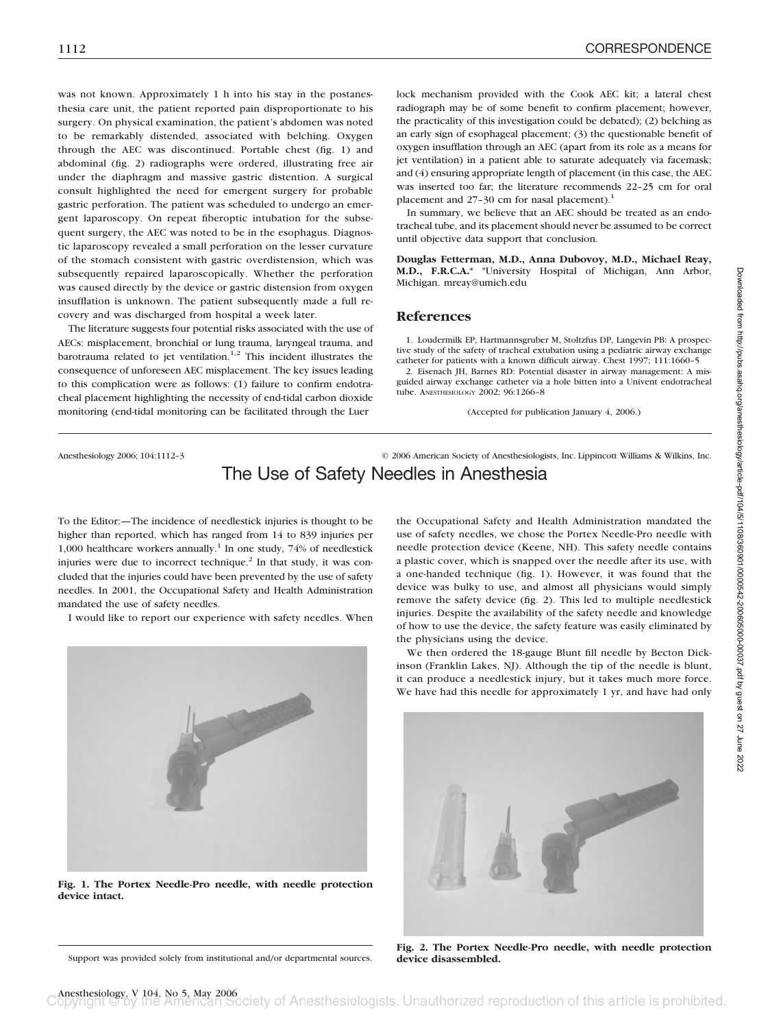was not known. Approximately 1 h into his stay in the postanesthesia care unit, the patient reported pain disproportionate to his surgery. On physical examination, the patient's abdomen was noted to be remarkably distended, associated with belching. Oxygen through the AEC was discontinued. Portable chest (fig. 1) and abdominal (fig. 2) radiographs were ordered, illustrating free air under the diaphragm and massive gastric distention. A surgical consult highlighted the need for emergent surgery for probable gastric perforation. The patient was scheduled to undergo an emergent laparoscopy. On repeat fiberoptic intubation for the subsequent surgery, the AEC was noted to be in the esophagus. Diagnostic laparoscopy revealed a small perforation on the lesser curvature of the stomach consistent with gastric overdistension, which was subsequently repaired laparoscopically. Whether the perforation was caused directly by the device or gastric distension from oxygen insufflation is unknown. The patient subsequently made a full recovery and was discharged from hospital a week later.

The literature suggests four potential risks associated with the use of AECs: misplacement, bronchial or lung trauma, laryngeal trauma, and barotrauma related to jet ventilation.[1,2] This incident illustrates the consequence of unforeseen AEC misplacement. The key issues leading to this complication were as follows: (1) failure to confirm endotracheal placement highlighting the necessity of end-tidal carbon dioxide monitoring (end-tidal monitoring can be facilitated through the Luer lock mechanism provided with the Cook AEC kit; a lateral chest radiograph may be of some benefit to confirm placement; however, the practicality of this investigation could be debated); (2) belching as an early sign of esophageal placement; (3) the questionable benefit of oxygen insufflation through an AEC (apart from its role as a means for jet ventilation) in a patient able to saturate adequately via facemask; and (4) ensuring appropriate length of placement (in this case, the AEC was inserted too far; the literature recommends 22–25 cm for oral placement and 27–30 cm for nasal placement).[1]

In summary, we believe that an AEC should be treated as an endotracheal tube, and its placement should never be assumed to be correct until objective data support that conclusion.

**Douglas Fetterman, M.D., Anna Dubovoy, M.D., Michael Reay, M.D., F.R.C.A.*** *University Hospital of Michigan, Ann Arbor, Michigan. mreay@umich.edu

## References

1. Loudermilk EP, Hartmannsgruber M, Stoltzfus DP, Langevin PB: A prospective study of the safety of tracheal extubation using a pediatric airway exchange catheter for patients with a known difficult airway. Chest 1997; 111:1660–5
2. Eisenach JH, Barnes RD: Potential disaster in airway management: A misguided airway exchange catheter via a hole bitten into a Univent endotracheal tube. ANESTHESIOLOGY 2002; 96:1266–8

(Accepted for publication January 4, 2006.)

Anesthesiology 2006; 104:1112–3 © 2006 American Society of Anesthesiologists, Inc. Lippincott Williams & Wilkins, Inc.

# The Use of Safety Needles in Anesthesia

To the Editor:—The incidence of needlestick injuries is thought to be higher than reported, which has ranged from 14 to 839 injuries per 1,000 healthcare workers annually.[1] In one study, 74% of needlestick injuries were due to incorrect technique.[2] In that study, it was concluded that the injuries could have been prevented by the use of safety needles. In 2001, the Occupational Safety and Health Administration mandated the use of safety needles.

I would like to report our experience with safety needles. When the Occupational Safety and Health Administration mandated the use of safety needles, we chose the Portex Needle-Pro needle with needle protection device (Keene, NH). This safety needle contains a plastic cover, which is snapped over the needle after its use, with a one-handed technique (fig. 1). However, it was found that the device was bulky to use, and almost all physicians would simply remove the safety device (fig. 2). This led to multiple needlestick injuries. Despite the availability of the safety needle and knowledge of how to use the device, the safety feature was easily eliminated by the physicians using the device.

We then ordered the 18-gauge Blunt fill needle by Becton Dickinson (Franklin Lakes, NJ). Although the tip of the needle is blunt, it can produce a needlestick injury, but it takes much more force. We have had this needle for approximately 1 yr, and have had only

**Fig. 1. The Portex Needle-Pro needle, with needle protection device intact.**

**Fig. 2. The Portex Needle-Pro needle, with needle protection device disassembled.**

Support was provided solely from institutional and/or departmental sources.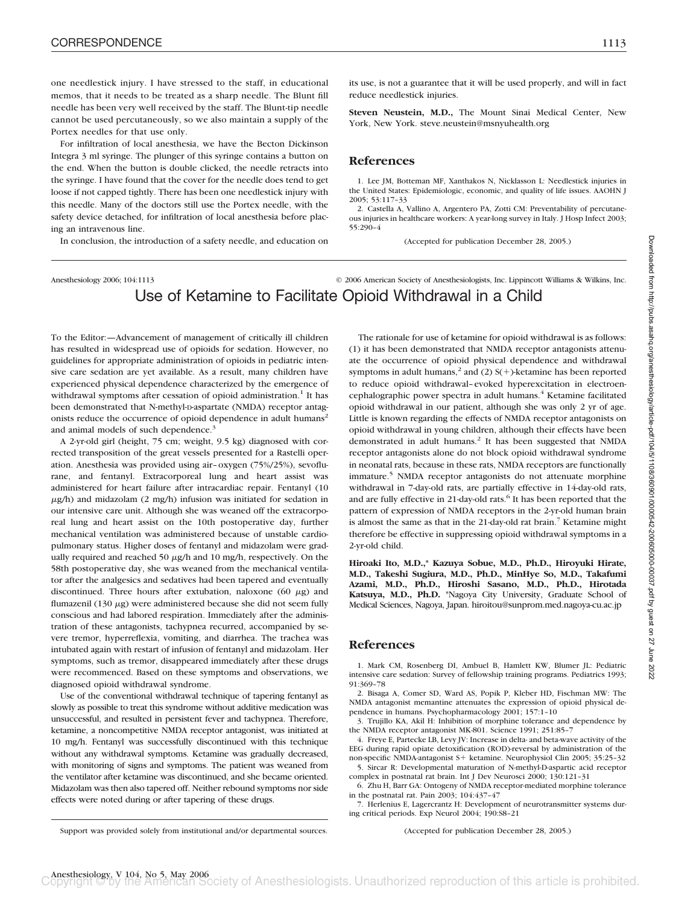one needlestick injury. I have stressed to the staff, in educational memos, that it needs to be treated as a sharp needle. The Blunt fill needle has been very well received by the staff. The Blunt-tip needle cannot be used percutaneously, so we also maintain a supply of the Portex needles for that use only.

For infiltration of local anesthesia, we have the Becton Dickinson Integra 3 ml syringe. The plunger of this syringe contains a button on the end. When the button is double clicked, the needle retracts into the syringe. I have found that the cover for the needle does tend to get loose if not capped tightly. There has been one needlestick injury with this needle. Many of the doctors still use the Portex needle, with the safety device detached, for infiltration of local anesthesia before placing an intravenous line.

In conclusion, the introduction of a safety needle, and education on its use, is not a guarantee that it will be used properly, and will in fact reduce needlestick injuries.

**Steven Neustein, M.D.,** The Mount Sinai Medical Center, New York, New York. steve.neustein@msnyuhealth.org

## References

1. Lee JM, Botteman MF, Xanthakos N, Nicklasson L: Needlestick injuries in the United States: Epidemiologic, economic, and quality of life issues. AAOHN J 2005; 53:117–33
2. Castella A, Vallino A, Argentero PA, Zotti CM: Preventability of percutaneous injuries in healthcare workers: A year-long survey in Italy. J Hosp Infect 2003; 55:290–4

(Accepted for publication December 28, 2005.)

---

Anesthesiology 2006; 104:1113 © 2006 American Society of Anesthesiologists, Inc. Lippincott Williams & Wilkins, Inc.

# Use of Ketamine to Facilitate Opioid Withdrawal in a Child

To the Editor:—Advancement of management of critically ill children has resulted in widespread use of opioids for sedation. However, no guidelines for appropriate administration of opioids in pediatric intensive care sedation are yet available. As a result, many children have experienced physical dependence characterized by the emergence of withdrawal symptoms after cessation of opioid administration.[1] It has been demonstrated that N-methyl-D-aspartate (NMDA) receptor antagonists reduce the occurrence of opioid dependence in adult humans[2] and animal models of such dependence.[3]

A 2-yr-old girl (height, 75 cm; weight, 9.5 kg) diagnosed with corrected transposition of the great vessels presented for a Rastelli operation. Anesthesia was provided using air–oxygen (75%/25%), sevoflurane, and fentanyl. Extracorporeal lung and heart assist was administered for heart failure after intracardiac repair. Fentanyl (10 $\mu$g/h) and midazolam (2 mg/h) infusion was initiated for sedation in our intensive care unit. Although she was weaned off the extracorporeal lung and heart assist on the 10th postoperative day, further mechanical ventilation was administered because of unstable cardiopulmonary status. Higher doses of fentanyl and midazolam were gradually required and reached 50 $\mu$g/h and 10 mg/h, respectively. On the 58th postoperative day, she was weaned from the mechanical ventilator after the analgesics and sedatives had been tapered and eventually discontinued. Three hours after extubation, naloxone (60 $\mu$g) and flumazenil (130 $\mu$g) were administered because she did not seem fully conscious and had labored respiration. Immediately after the administration of these antagonists, tachypnea recurred, accompanied by severe tremor, hyperreflexia, vomiting, and diarrhea. The trachea was intubated again with restart of infusion of fentanyl and midazolam. Her symptoms, such as tremor, disappeared immediately after these drugs were recommenced. Based on these symptoms and observations, we diagnosed opioid withdrawal syndrome.

Use of the conventional withdrawal technique of tapering fentanyl as slowly as possible to treat this syndrome without additive medication was unsuccessful, and resulted in persistent fever and tachypnea. Therefore, ketamine, a noncompetitive NMDA receptor antagonist, was initiated at 10 mg/h. Fentanyl was successfully discontinued with this technique without any withdrawal symptoms. Ketamine was gradually decreased, with monitoring of signs and symptoms. The patient was weaned from the ventilator after ketamine was discontinued, and she became oriented. Midazolam was then also tapered off. Neither rebound symptoms nor side effects were noted during or after tapering of these drugs.

The rationale for use of ketamine for opioid withdrawal is as follows: (1) it has been demonstrated that NMDA receptor antagonists attenuate the occurrence of opioid physical dependence and withdrawal symptoms in adult humans,[2] and (2) S(+)-ketamine has been reported to reduce opioid withdrawal–evoked hyperexcitation in electroencephalographic power spectra in adult humans.[4] Ketamine facilitated opioid withdrawal in our patient, although she was only 2 yr of age. Little is known regarding the effects of NMDA receptor antagonists on opioid withdrawal in young children, although their effects have been demonstrated in adult humans.[2] It has been suggested that NMDA receptor antagonists alone do not block opioid withdrawal syndrome in neonatal rats, because in these rats, NMDA receptors are functionally immature.[5] NMDA receptor antagonists do not attenuate morphine withdrawal in 7-day-old rats, are partially effective in 14-day-old rats, and are fully effective in 21-day-old rats.[6] It has been reported that the pattern of expression of NMDA receptors in the 2-yr-old human brain is almost the same as that in the 21-day-old rat brain.[7] Ketamine might therefore be effective in suppressing opioid withdrawal symptoms in a 2-yr-old child.

**Hiroaki Ito, M.D.,\* Kazuya Sobue, M.D., Ph.D., Hiroyuki Hirate, M.D., Takeshi Sugiura, M.D., Ph.D., MinHye So, M.D., Takafumi Azami, M.D., Ph.D., Hiroshi Sasano, M.D., Ph.D., Hirotada Katsuya, M.D., Ph.D.** \*Nagoya City University, Graduate School of Medical Sciences, Nagoya, Japan. hiroitou@sunprom.med.nagoya-cu.ac.jp

Support was provided solely from institutional and/or departmental sources.

## References

1. Mark CM, Rosenberg DI, Ambuel B, Hamlett KW, Blumer JL: Pediatric intensive care sedation: Survey of fellowship training programs. Pediatrics 1993; 91:369–78
2. Bisaga A, Comer SD, Ward AS, Popik P, Kleber HD, Fischman MW: The NMDA antagonist memantine attenuates the expression of opioid physical dependence in humans. Psychopharmacology 2001; 157:1–10
3. Trujillo KA, Akil H: Inhibition of morphine tolerance and dependence by the NMDA receptor antagonist MK-801. Science 1991; 251:85–7
4. Freye E, Partecke LB, Levy JV: Increase in delta- and beta-wave activity of the EEG during rapid opiate detoxification (ROD)-reversal by administration of the non-specific NMDA-antagonist S+ ketamine. Neurophysiol Clin 2005; 35:25–32
5. Sircar R: Developmental maturation of N-methyl-D-aspartic acid receptor complex in postnatal rat brain. Int J Dev Neurosci 2000; 130:121–31
6. Zhu H, Barr GA: Ontogeny of NMDA receptor-mediated morphine tolerance in the postnatal rat. Pain 2003; 104:437–47
7. Herlenius E, Lagercrantz H: Development of neurotransmitter systems during critical periods. Exp Neurol 2004; 190:S8–21

(Accepted for publication December 28, 2005.)